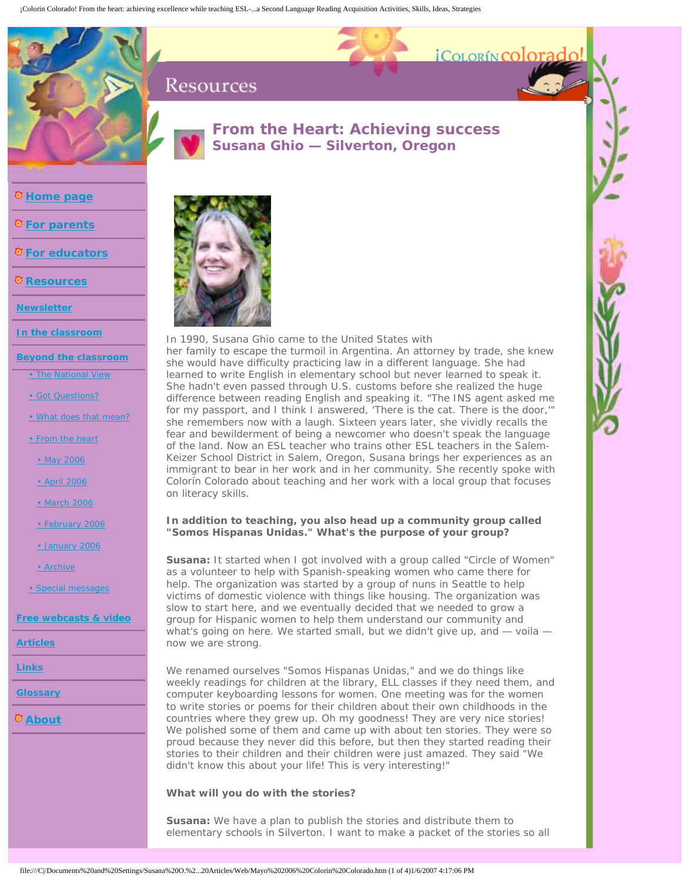Resources

# From the Heart: Achieving success
## Susana Ghio — Silverton, Oregon

- Home page
- For parents
- For educators
- Resources
- Newsletter
- In the classroom
- Beyond the classroom
  - • The National View
  - • Got Questions?
  - • What does that mean?
  - • From the heart
    - • May 2006
    - • April 2006
    - • March 2006
    - • February 2006
    - • January 2006
    - • Archive
  - • Special messages
- Free webcasts & video
- Articles
- Links
- Glossary
- About

In 1990, Susana Ghio came to the United States with her family to escape the turmoil in Argentina. An attorney by trade, she knew she would have difficulty practicing law in a different language. She had learned to write English in elementary school but never learned to speak it. She hadn't even passed through U.S. customs before she realized the huge difference between reading English and speaking it. "The INS agent asked me for my passport, and I think I answered, 'There is the cat. There is the door,'" she remembers now with a laugh. Sixteen years later, she vividly recalls the fear and bewilderment of being a newcomer who doesn't speak the language of the land. Now an ESL teacher who trains other ESL teachers in the Salem-Keizer School District in Salem, Oregon, Susana brings her experiences as an immigrant to bear in her work and in her community. She recently spoke with Colorín Colorado about teaching and her work with a local group that focuses on literacy skills.

**In addition to teaching, you also head up a community group called "Somos Hispanas Unidas." What's the purpose of your group?**

**Susana:** It started when I got involved with a group called "Circle of Women" as a volunteer to help with Spanish-speaking women who came there for help. The organization was started by a group of nuns in Seattle to help victims of domestic violence with things like housing. The organization was slow to start here, and we eventually decided that we needed to grow a group for Hispanic women to help them understand our community and what's going on here. We started small, but we didn't give up, and — voila — now we are strong.

We renamed ourselves "Somos Hispanas Unidas," and we do things like weekly readings for children at the library, ELL classes if they need them, and computer keyboarding lessons for women. One meeting was for the women to write stories or poems for their children about their own childhoods in the countries where they grew up. Oh my goodness! They are very nice stories! We polished some of them and came up with about ten stories. They were so proud because they never did this before, but then they started reading their stories to their children and their children were just amazed. They said "We didn't know this about your life! This is very interesting!"

**What will you do with the stories?**

**Susana:** We have a plan to publish the stories and distribute them to elementary schools in Silverton. I want to make a packet of the stories so all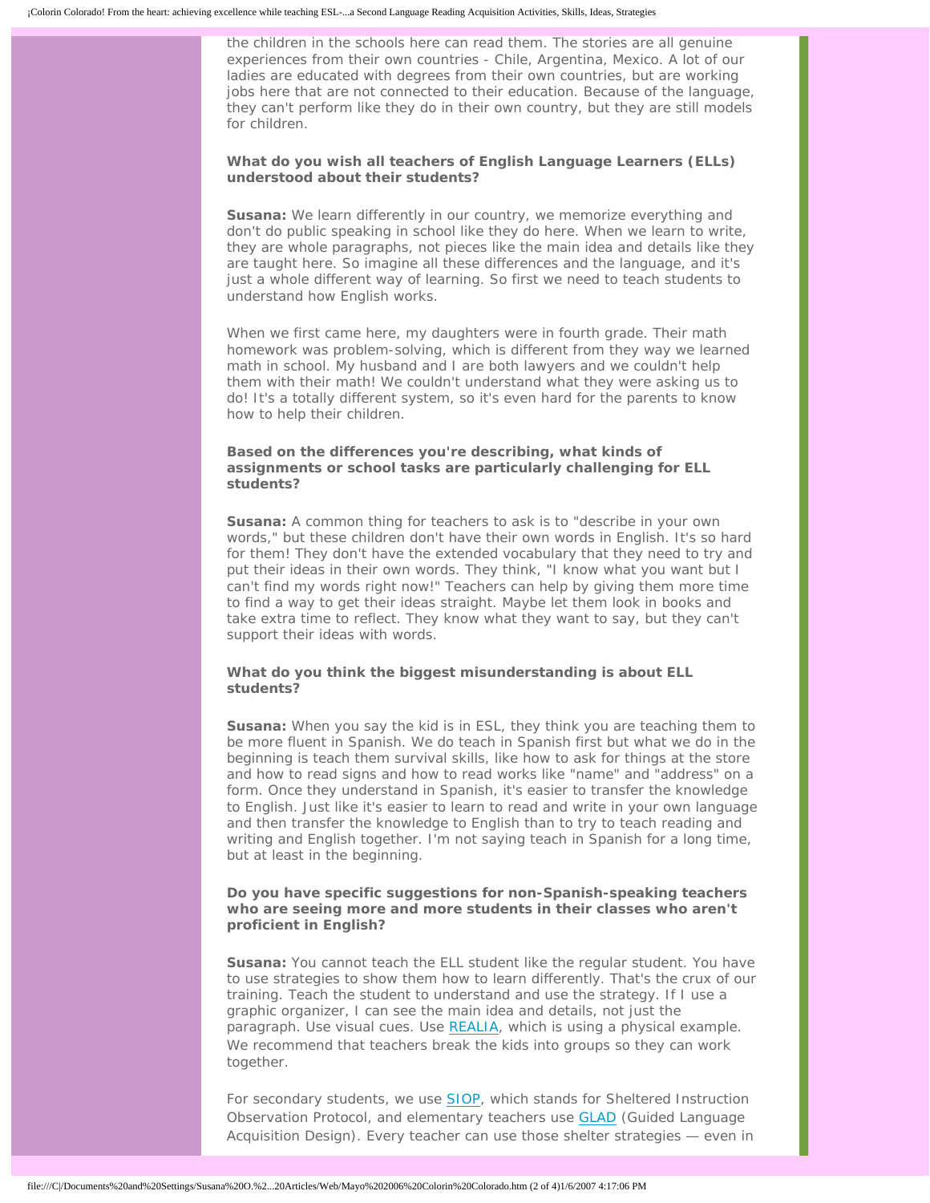the children in the schools here can read them. The stories are all genuine experiences from their own countries - Chile, Argentina, Mexico. A lot of our ladies are educated with degrees from their own countries, but are working jobs here that are not connected to their education. Because of the language, they can't perform like they do in their own country, but they are still models for children.

**What do you wish all teachers of English Language Learners (ELLs) understood about their students?**

**Susana:** We learn differently in our country, we memorize everything and don't do public speaking in school like they do here. When we learn to write, they are whole paragraphs, not pieces like the main idea and details like they are taught here. So imagine all these differences and the language, and it's just a whole different way of learning. So first we need to teach students to understand how English works.

When we first came here, my daughters were in fourth grade. Their math homework was problem-solving, which is different from they way we learned math in school. My husband and I are both lawyers and we couldn't help them with their math! We couldn't understand what they were asking us to do! It's a totally different system, so it's even hard for the parents to know how to help their children.

**Based on the differences you're describing, what kinds of assignments or school tasks are particularly challenging for ELL students?**

**Susana:** A common thing for teachers to ask is to "describe in your own words," but these children don't have their own words in English. It's so hard for them! They don't have the extended vocabulary that they need to try and put their ideas in their own words. They think, "I know what you want but I can't find my words right now!" Teachers can help by giving them more time to find a way to get their ideas straight. Maybe let them look in books and take extra time to reflect. They know what they want to say, but they can't support their ideas with words.

**What do you think the biggest misunderstanding is about ELL students?**

**Susana:** When you say the kid is in ESL, they think you are teaching them to be more fluent in Spanish. We do teach in Spanish first but what we do in the beginning is teach them survival skills, like how to ask for things at the store and how to read signs and how to read works like "name" and "address" on a form. Once they understand in Spanish, it's easier to transfer the knowledge to English. Just like it's easier to learn to read and write in your own language and then transfer the knowledge to English than to try to teach reading and writing and English together. I'm not saying teach in Spanish for a long time, but at least in the beginning.

**Do you have specific suggestions for non-Spanish-speaking teachers who are seeing more and more students in their classes who aren't proficient in English?**

**Susana:** You cannot teach the ELL student like the regular student. You have to use strategies to show them how to learn differently. That's the crux of our training. Teach the student to understand and use the strategy. If I use a graphic organizer, I can see the main idea and details, not just the paragraph. Use visual cues. Use REALIA, which is using a physical example. We recommend that teachers break the kids into groups so they can work together.

For secondary students, we use SIOP, which stands for Sheltered Instruction Observation Protocol, and elementary teachers use GLAD (Guided Language Acquisition Design). Every teacher can use those shelter strategies — even in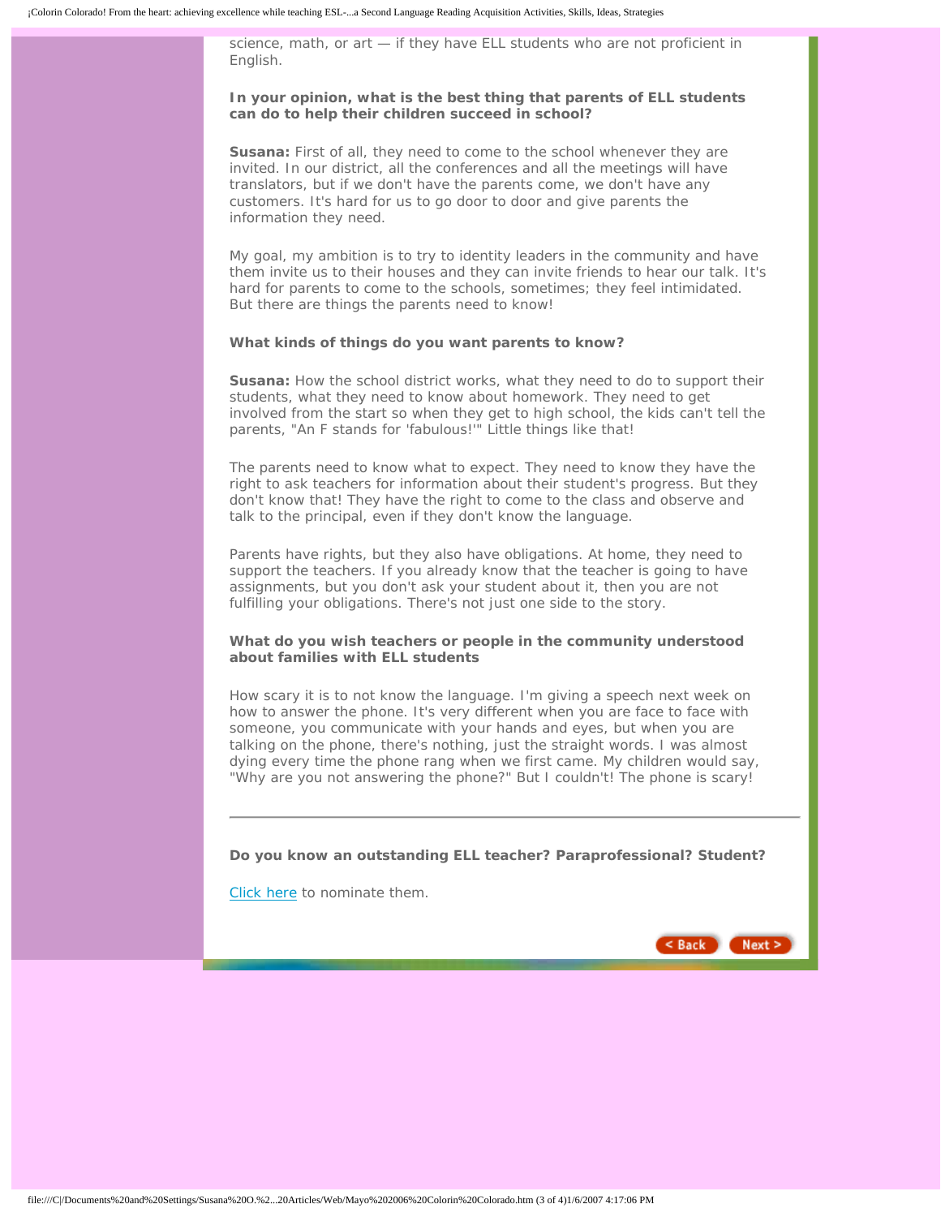science, math, or art — if they have ELL students who are not proficient in English.

**In your opinion, what is the best thing that parents of ELL students can do to help their children succeed in school?**

**Susana:** First of all, they need to come to the school whenever they are invited. In our district, all the conferences and all the meetings will have translators, but if we don't have the parents come, we don't have any customers. It's hard for us to go door to door and give parents the information they need.

My goal, my ambition is to try to identity leaders in the community and have them invite us to their houses and they can invite friends to hear our talk. It's hard for parents to come to the schools, sometimes; they feel intimidated. But there are things the parents need to know!

**What kinds of things do you want parents to know?**

**Susana:** How the school district works, what they need to do to support their students, what they need to know about homework. They need to get involved from the start so when they get to high school, the kids can't tell the parents, "An F stands for 'fabulous!'" Little things like that!

The parents need to know what to expect. They need to know they have the right to ask teachers for information about their student's progress. But they don't know that! They have the right to come to the class and observe and talk to the principal, even if they don't know the language.

Parents have rights, but they also have obligations. At home, they need to support the teachers. If you already know that the teacher is going to have assignments, but you don't ask your student about it, then you are not fulfilling your obligations. There's not just one side to the story.

**What do you wish teachers or people in the community understood about families with ELL students**

How scary it is to not know the language. I'm giving a speech next week on how to answer the phone. It's very different when you are face to face with someone, you communicate with your hands and eyes, but when you are talking on the phone, there's nothing, just the straight words. I was almost dying every time the phone rang when we first came. My children would say, "Why are you not answering the phone?" But I couldn't! The phone is scary!

---

**Do you know an outstanding ELL teacher? Paraprofessional? Student?**

Click here to nominate them.

< Back    Next >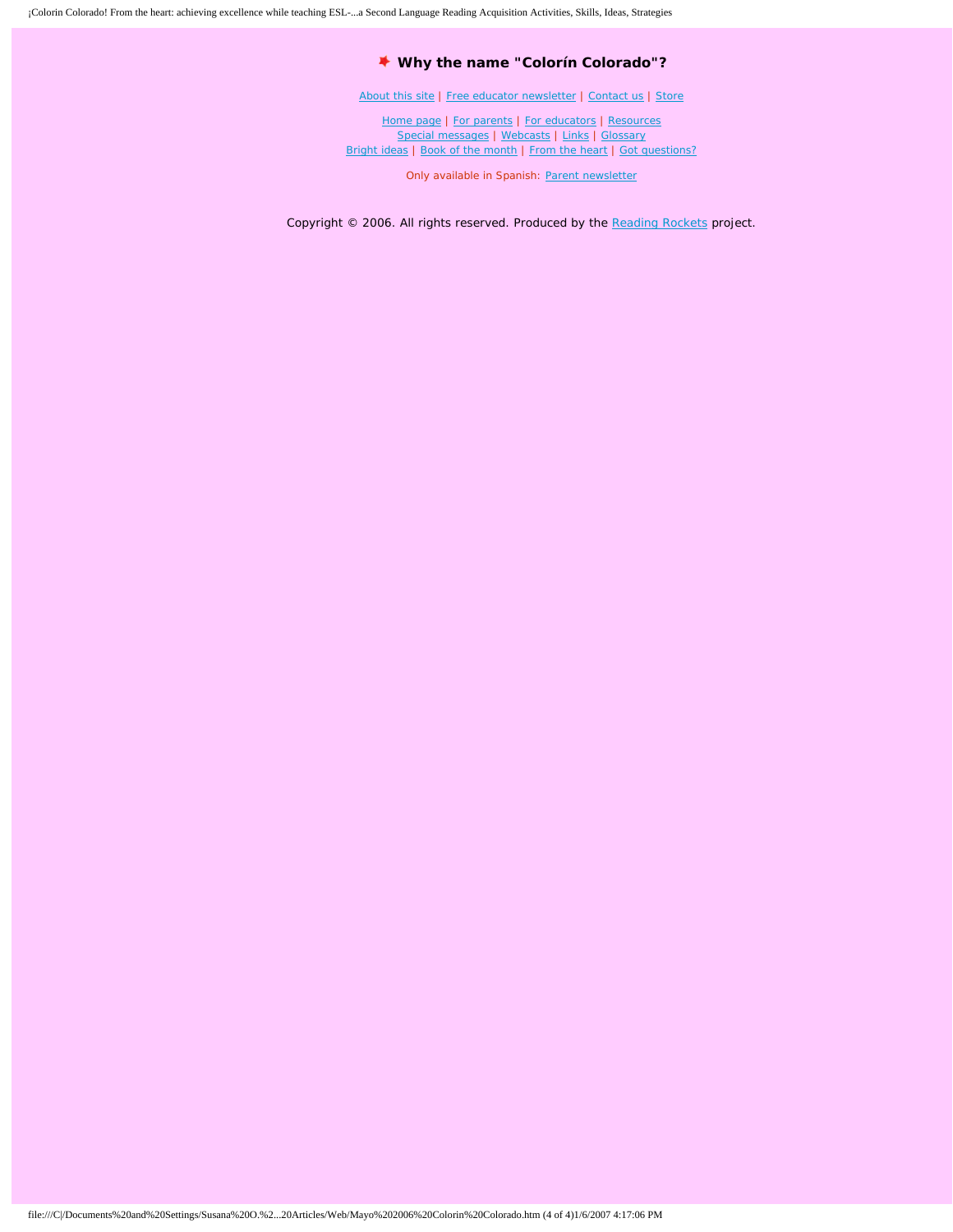### Why the name "Colorín Colorado"?

About this site | Free educator newsletter | Contact us | Store

Home page | For parents | For educators | Resources
Special messages | Webcasts | Links | Glossary
Bright ideas | Book of the month | From the heart | Got questions?

Only available in Spanish: Parent newsletter

Copyright © 2006. All rights reserved. Produced by the Reading Rockets project.